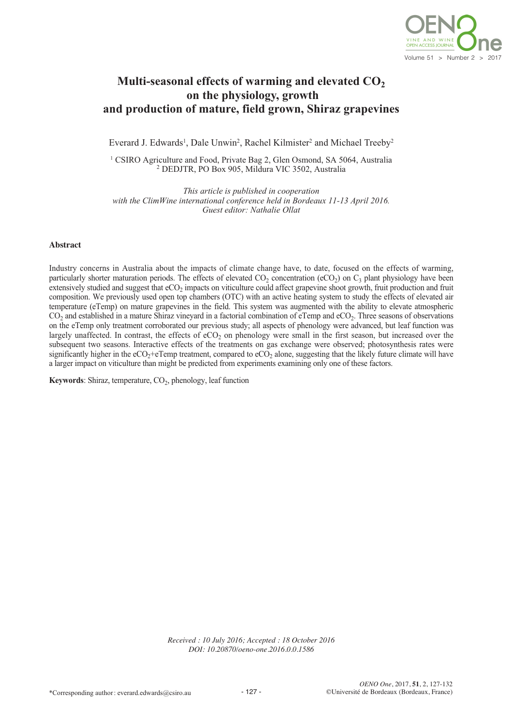# Multi-seasonal effects of warming and elevated $CO_2$ on the physiology, growth and production of mature, field grown, Shiraz grapevines

Everard J. Edwards[1], Dale Unwin[2], Rachel Kilmister[2] and Michael Treeby[2]

[1] CSIRO Agriculture and Food, Private Bag 2, Glen Osmond, SA 5064, Australia
[2] DEDJTR, PO Box 905, Mildura VIC 3502, Australia

*This article is published in cooperation with the ClimWine international conference held in Bordeaux 11-13 April 2016. Guest editor: Nathalie Ollat*

## Abstract

Industry concerns in Australia about the impacts of climate change have, to date, focused on the effects of warming, particularly shorter maturation periods. The effects of elevated $CO_2$ concentration ($eCO_2$) on $C_3$ plant physiology have been extensively studied and suggest that $eCO_2$ impacts on viticulture could affect grapevine shoot growth, fruit production and fruit composition. We previously used open top chambers (OTC) with an active heating system to study the effects of elevated air temperature (eTemp) on mature grapevines in the field. This system was augmented with the ability to elevate atmospheric $CO_2$ and established in a mature Shiraz vineyard in a factorial combination of eTemp and $eCO_2$. Three seasons of observations on the eTemp only treatment corroborated our previous study; all aspects of phenology were advanced, but leaf function was largely unaffected. In contrast, the effects of $eCO_2$ on phenology were small in the first season, but increased over the subsequent two seasons. Interactive effects of the treatments on gas exchange were observed; photosynthesis rates were significantly higher in the $eCO_2$+eTemp treatment, compared to $eCO_2$ alone, suggesting that the likely future climate will have a larger impact on viticulture than might be predicted from experiments examining only one of these factors.

**Keywords**: Shiraz, temperature, $CO_2$, phenology, leaf function

*Received : 10 July 2016; Accepted : 18 October 2016*
*DOI: 10.20870/oeno-one.2016.0.0.1586*

*Corresponding author: everard.edwards@csiro.au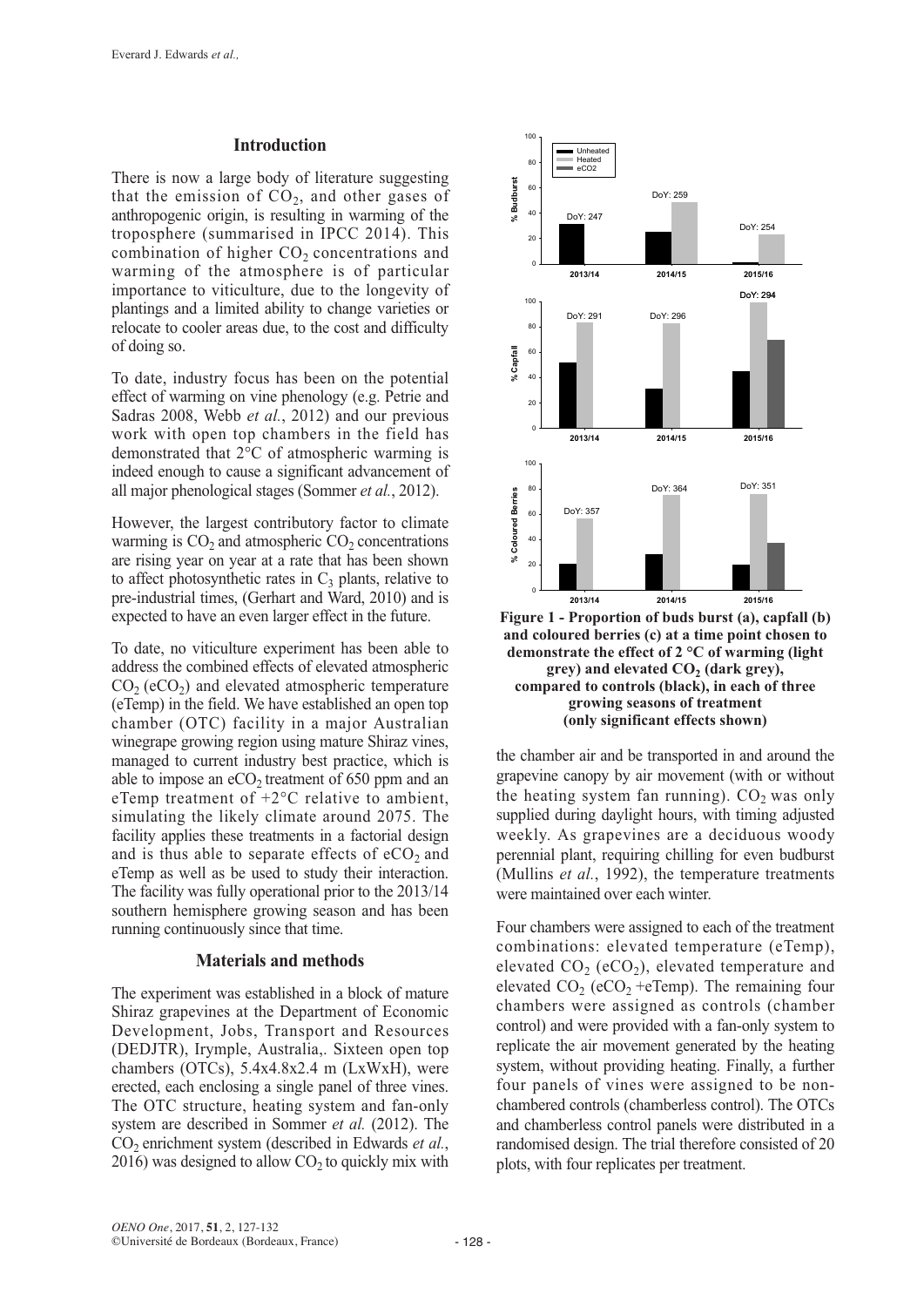## Introduction

There is now a large body of literature suggesting that the emission of $CO_2$, and other gases of anthropogenic origin, is resulting in warming of the troposphere (summarised in IPCC 2014). This combination of higher $CO_2$ concentrations and warming of the atmosphere is of particular importance to viticulture, due to the longevity of plantings and a limited ability to change varieties or relocate to cooler areas due, to the cost and difficulty of doing so.

To date, industry focus has been on the potential effect of warming on vine phenology (e.g. Petrie and Sadras 2008, Webb *et al.*, 2012) and our previous work with open top chambers in the field has demonstrated that 2°C of atmospheric warming is indeed enough to cause a significant advancement of all major phenological stages (Sommer *et al.*, 2012).

However, the largest contributory factor to climate warming is $CO_2$ and atmospheric $CO_2$ concentrations are rising year on year at a rate that has been shown to affect photosynthetic rates in $C_3$ plants, relative to pre-industrial times, (Gerhart and Ward, 2010) and is expected to have an even larger effect in the future.

To date, no viticulture experiment has been able to address the combined effects of elevated atmospheric $CO_2$ ($eCO_2$) and elevated atmospheric temperature (eTemp) in the field. We have established an open top chamber (OTC) facility in a major Australian winegrape growing region using mature Shiraz vines, managed to current industry best practice, which is able to impose an $eCO_2$ treatment of 650 ppm and an eTemp treatment of +2°C relative to ambient, simulating the likely climate around 2075. The facility applies these treatments in a factorial design and is thus able to separate effects of $eCO_2$ and eTemp as well as be used to study their interaction. The facility was fully operational prior to the 2013/14 southern hemisphere growing season and has been running continuously since that time.

## Materials and methods

The experiment was established in a block of mature Shiraz grapevines at the Department of Economic Development, Jobs, Transport and Resources (DEDJTR), Irymple, Australia,. Sixteen open top chambers (OTCs), 5.4x4.8x2.4 m (LxWxH), were erected, each enclosing a single panel of three vines. The OTC structure, heating system and fan-only system are described in Sommer *et al.* (2012). The $CO_2$ enrichment system (described in Edwards *et al.*, 2016) was designed to allow $CO_2$ to quickly mix with the chamber air and be transported in and around the grapevine canopy by air movement (with or without the heating system fan running). $CO_2$ was only supplied during daylight hours, with timing adjusted weekly. As grapevines are a deciduous woody perennial plant, requiring chilling for even budburst (Mullins *et al.*, 1992), the temperature treatments were maintained over each winter.

Four chambers were assigned to each of the treatment combinations: elevated temperature (eTemp), elevated $CO_2$ ($eCO_2$), elevated temperature and elevated $CO_2$ ($eCO_2$ +eTemp). The remaining four chambers were assigned as controls (chamber control) and were provided with a fan-only system to replicate the air movement generated by the heating system, without providing heating. Finally, a further four panels of vines were assigned to be non-chambered controls (chamberless control). The OTCs and chamberless control panels were distributed in a randomised design. The trial therefore consisted of 20 plots, with four replicates per treatment.

**Figure 1 - Proportion of buds burst (a), capfall (b) and coloured berries (c) at a time point chosen to demonstrate the effect of 2 °C of warming (light grey) and elevated $CO_2$ (dark grey), compared to controls (black), in each of three growing seasons of treatment (only significant effects shown)**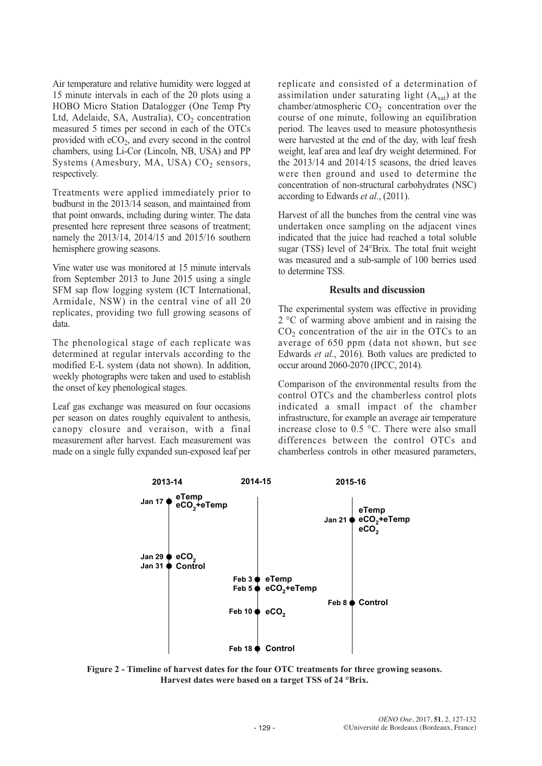Air temperature and relative humidity were logged at 15 minute intervals in each of the 20 plots using a HOBO Micro Station Datalogger (One Temp Pty Ltd, Adelaide, SA, Australia), $CO_2$ concentration measured 5 times per second in each of the OTCs provided with $eCO_2$, and every second in the control chambers, using Li-Cor (Lincoln, NB, USA) and PP Systems (Amesbury, MA, USA) $CO_2$ sensors, respectively.

Treatments were applied immediately prior to budburst in the 2013/14 season, and maintained from that point onwards, including during winter. The data presented here represent three seasons of treatment; namely the 2013/14, 2014/15 and 2015/16 southern hemisphere growing seasons.

Vine water use was monitored at 15 minute intervals from September 2013 to June 2015 using a single SFM sap flow logging system (ICT International, Armidale, NSW) in the central vine of all 20 replicates, providing two full growing seasons of data.

The phenological stage of each replicate was determined at regular intervals according to the modified E-L system (data not shown). In addition, weekly photographs were taken and used to establish the onset of key phenological stages.

Leaf gas exchange was measured on four occasions per season on dates roughly equivalent to anthesis, canopy closure and veraison, with a final measurement after harvest. Each measurement was made on a single fully expanded sun-exposed leaf per replicate and consisted of a determination of assimilation under saturating light ($A_{sat}$) at the chamber/atmospheric $CO_2$ concentration over the course of one minute, following an equilibration period. The leaves used to measure photosynthesis were harvested at the end of the day, with leaf fresh weight, leaf area and leaf dry weight determined. For the 2013/14 and 2014/15 seasons, the dried leaves were then ground and used to determine the concentration of non-structural carbohydrates (NSC) according to Edwards *et al.*, (2011).

Harvest of all the bunches from the central vine was undertaken once sampling on the adjacent vines indicated that the juice had reached a total soluble sugar (TSS) level of 24°Brix. The total fruit weight was measured and a sub-sample of 100 berries used to determine TSS.

## Results and discussion

The experimental system was effective in providing 2 °C of warming above ambient and in raising the $CO_2$ concentration of the air in the OTCs to an average of 650 ppm (data not shown, but see Edwards *et al.*, 2016). Both values are predicted to occur around 2060-2070 (IPCC, 2014).

Comparison of the environmental results from the control OTCs and the chamberless control plots indicated a small impact of the chamber infrastructure, for example an average air temperature increase close to 0.5 °C. There were also small differences between the control OTCs and chamberless controls in other measured parameters,

| 2013-14 | 2014-15 | 2015-16 |
|---|---|---|
| Jan 17: eTemp, $eCO_2$+eTemp | Feb 3: eTemp | Jan 21: eTemp, $eCO_2$+eTemp, $eCO_2$ |
| Jan 29: $eCO_2$ | Feb 5: $eCO_2$+eTemp | Feb 8: Control |
| Jan 31: Control | Feb 10: $eCO_2$ | |
| | Feb 18: Control | |

**Figure 2 - Timeline of harvest dates for the four OTC treatments for three growing seasons. Harvest dates were based on a target TSS of 24 °Brix.**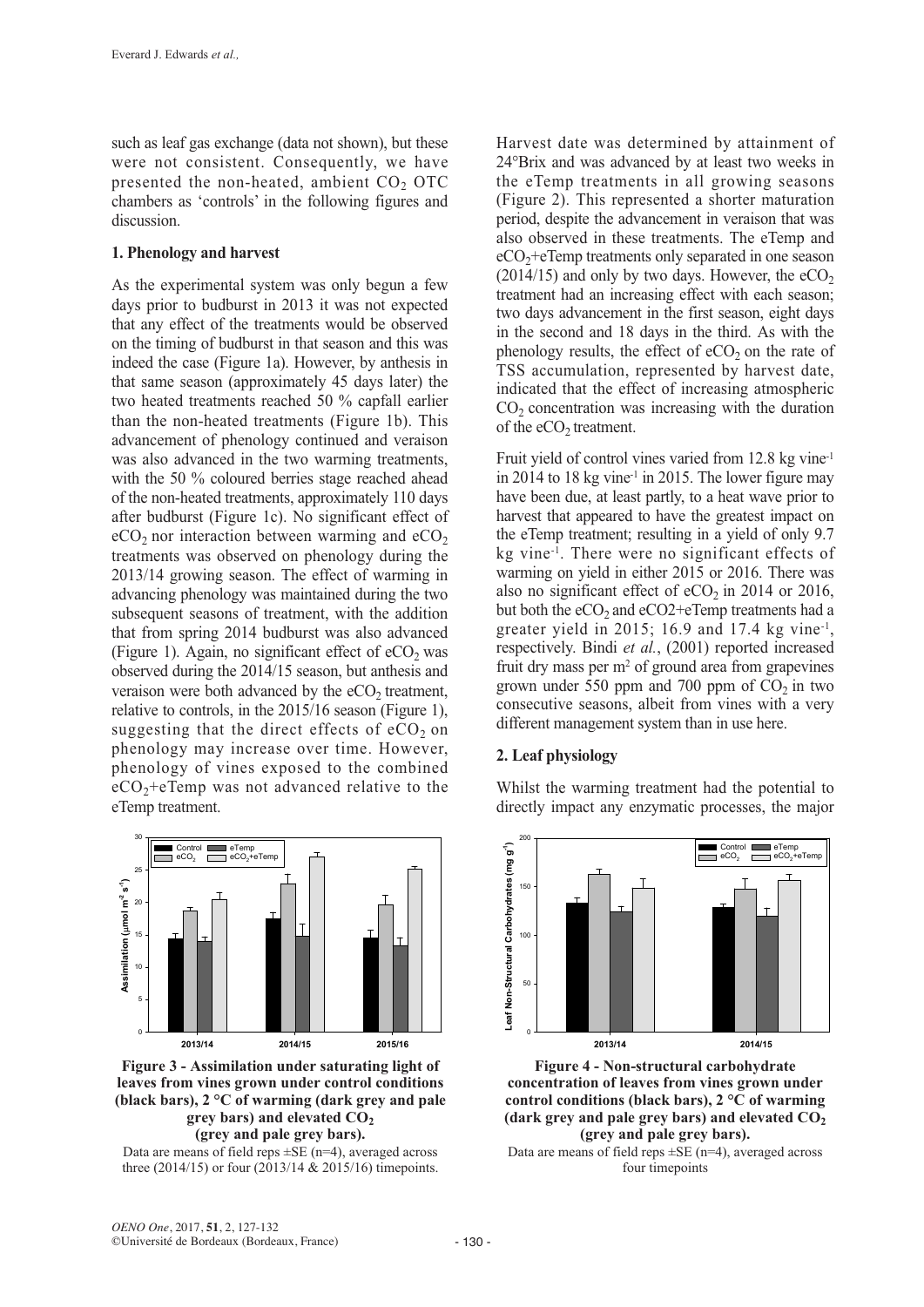such as leaf gas exchange (data not shown), but these were not consistent. Consequently, we have presented the non-heated, ambient $CO_2$ OTC chambers as 'controls' in the following figures and discussion.

### 1. Phenology and harvest

As the experimental system was only begun a few days prior to budburst in 2013 it was not expected that any effect of the treatments would be observed on the timing of budburst in that season and this was indeed the case (Figure 1a). However, by anthesis in that same season (approximately 45 days later) the two heated treatments reached 50 % capfall earlier than the non-heated treatments (Figure 1b). This advancement of phenology continued and veraison was also advanced in the two warming treatments, with the 50 % coloured berries stage reached ahead of the non-heated treatments, approximately 110 days after budburst (Figure 1c). No significant effect of $eCO_2$ nor interaction between warming and $eCO_2$ treatments was observed on phenology during the 2013/14 growing season. The effect of warming in advancing phenology was maintained during the two subsequent seasons of treatment, with the addition that from spring 2014 budburst was also advanced (Figure 1). Again, no significant effect of $eCO_2$ was observed during the 2014/15 season, but anthesis and veraison were both advanced by the $eCO_2$ treatment, relative to controls, in the 2015/16 season (Figure 1), suggesting that the direct effects of $eCO_2$ on phenology may increase over time. However, phenology of vines exposed to the combined $eCO_2$+eTemp was not advanced relative to the eTemp treatment.

**Figure 3 - Assimilation under saturating light of leaves from vines grown under control conditions (black bars), 2 °C of warming (dark grey and pale grey bars) and elevated $CO_2$ (grey and pale grey bars).**

Data are means of field reps ±SE (n=4), averaged across three (2014/15) or four (2013/14 & 2015/16) timepoints.

Harvest date was determined by attainment of 24°Brix and was advanced by at least two weeks in the eTemp treatments in all growing seasons (Figure 2). This represented a shorter maturation period, despite the advancement in veraison that was also observed in these treatments. The eTemp and $eCO_2$+eTemp treatments only separated in one season (2014/15) and only by two days. However, the $eCO_2$ treatment had an increasing effect with each season; two days advancement in the first season, eight days in the second and 18 days in the third. As with the phenology results, the effect of $eCO_2$ on the rate of TSS accumulation, represented by harvest date, indicated that the effect of increasing atmospheric $CO_2$ concentration was increasing with the duration of the $eCO_2$ treatment.

Fruit yield of control vines varied from 12.8 kg vine$^{-1}$ in 2014 to 18 kg vine$^{-1}$ in 2015. The lower figure may have been due, at least partly, to a heat wave prior to harvest that appeared to have the greatest impact on the eTemp treatment; resulting in a yield of only 9.7 kg vine$^{-1}$. There were no significant effects of warming on yield in either 2015 or 2016. There was also no significant effect of $eCO_2$ in 2014 or 2016, but both the $eCO_2$ and eCO2+eTemp treatments had a greater yield in 2015; 16.9 and 17.4 kg vine$^{-1}$, respectively. Bindi *et al.*, (2001) reported increased fruit dry mass per m$^2$ of ground area from grapevines grown under 550 ppm and 700 ppm of $CO_2$ in two consecutive seasons, albeit from vines with a very different management system than in use here.

### 2. Leaf physiology

Whilst the warming treatment had the potential to directly impact any enzymatic processes, the major

**Figure 4 - Non-structural carbohydrate concentration of leaves from vines grown under control conditions (black bars), 2 °C of warming (dark grey and pale grey bars) and elevated $CO_2$ (grey and pale grey bars).**

Data are means of field reps ±SE (n=4), averaged across four timepoints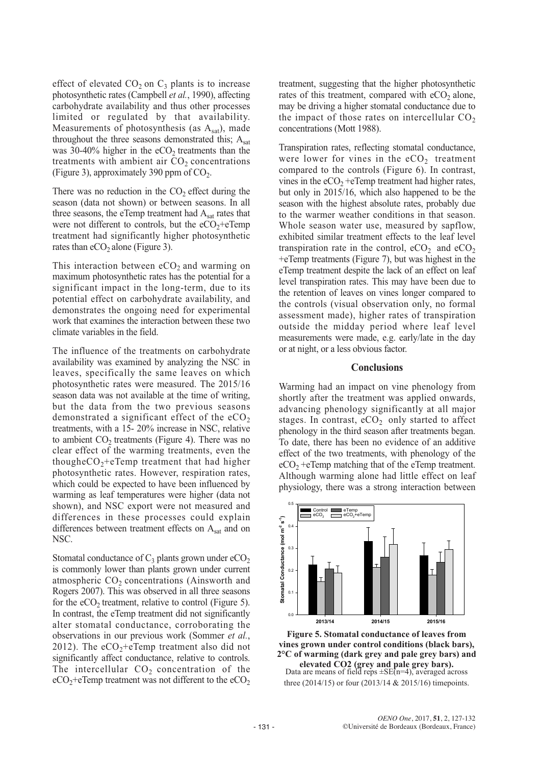effect of elevated $CO_2$ on $C_3$ plants is to increase photosynthetic rates (Campbell *et al.*, 1990), affecting carbohydrate availability and thus other processes limited or regulated by that availability. Measurements of photosynthesis (as $A_{sat}$), made throughout the three seasons demonstrated this; $A_{sat}$ was 30-40% higher in the $eCO_2$ treatments than the treatments with ambient air $CO_2$ concentrations (Figure 3), approximately 390 ppm of $CO_2$.

There was no reduction in the $CO_2$ effect during the season (data not shown) or between seasons. In all three seasons, the eTemp treatment had $A_{sat}$ rates that were not different to controls, but the $eCO_2$+eTemp treatment had significantly higher photosynthetic rates than $eCO_2$ alone (Figure 3).

This interaction between $eCO_2$ and warming on maximum photosynthetic rates has the potential for a significant impact in the long-term, due to its potential effect on carbohydrate availability, and demonstrates the ongoing need for experimental work that examines the interaction between these two climate variables in the field.

The influence of the treatments on carbohydrate availability was examined by analyzing the NSC in leaves, specifically the same leaves on which photosynthetic rates were measured. The 2015/16 season data was not available at the time of writing, but the data from the two previous seasons demonstrated a significant effect of the $eCO_2$ treatments, with a 15- 20% increase in NSC, relative to ambient $CO_2$ treatments (Figure 4). There was no clear effect of the warming treatments, even the thougheCO$_2$+eTemp treatment that had higher photosynthetic rates. However, respiration rates, which could be expected to have been influenced by warming as leaf temperatures were higher (data not shown), and NSC export were not measured and differences in these processes could explain differences between treatment effects on $A_{sat}$ and on NSC.

Stomatal conductance of $C_3$ plants grown under $eCO_2$ is commonly lower than plants grown under current atmospheric $CO_2$ concentrations (Ainsworth and Rogers 2007). This was observed in all three seasons for the $eCO_2$ treatment, relative to control (Figure 5). In contrast, the eTemp treatment did not significantly alter stomatal conductance, corroborating the observations in our previous work (Sommer *et al.*, 2012). The $eCO_2$+eTemp treatment also did not significantly affect conductance, relative to controls. The intercellular $CO_2$ concentration of the $eCO_2$+eTemp treatment was not different to the $eCO_2$ treatment, suggesting that the higher photosynthetic rates of this treatment, compared with $eCO_2$ alone, may be driving a higher stomatal conductance due to the impact of those rates on intercellular $CO_2$ concentrations (Mott 1988).

Transpiration rates, reflecting stomatal conductance, were lower for vines in the $eCO_2$ treatment compared to the controls (Figure 6). In contrast, vines in the $eCO_2$ +eTemp treatment had higher rates, but only in 2015/16, which also happened to be the season with the highest absolute rates, probably due to the warmer weather conditions in that season. Whole season water use, measured by sapflow, exhibited similar treatment effects to the leaf level transpiration rate in the control, $eCO_2$ and $eCO_2$ +eTemp treatments (Figure 7), but was highest in the eTemp treatment despite the lack of an effect on leaf level transpiration rates. This may have been due to the retention of leaves on vines longer compared to the controls (visual observation only, no formal assessment made), higher rates of transpiration outside the midday period where leaf level measurements were made, e.g. early/late in the day or at night, or a less obvious factor.

## Conclusions

Warming had an impact on vine phenology from shortly after the treatment was applied onwards, advancing phenology significantly at all major stages. In contrast, $eCO_2$ only started to affect phenology in the third season after treatments began. To date, there has been no evidence of an additive effect of the two treatments, with phenology of the $eCO_2$ +eTemp matching that of the eTemp treatment. Although warming alone had little effect on leaf physiology, there was a strong interaction between

**Figure 5. Stomatal conductance of leaves from vines grown under control conditions (black bars), 2°C of warming (dark grey and pale grey bars) and elevated CO2 (grey and pale grey bars).**
Data are means of field reps ±SE(n=4), averaged across three (2014/15) or four (2013/14 & 2015/16) timepoints.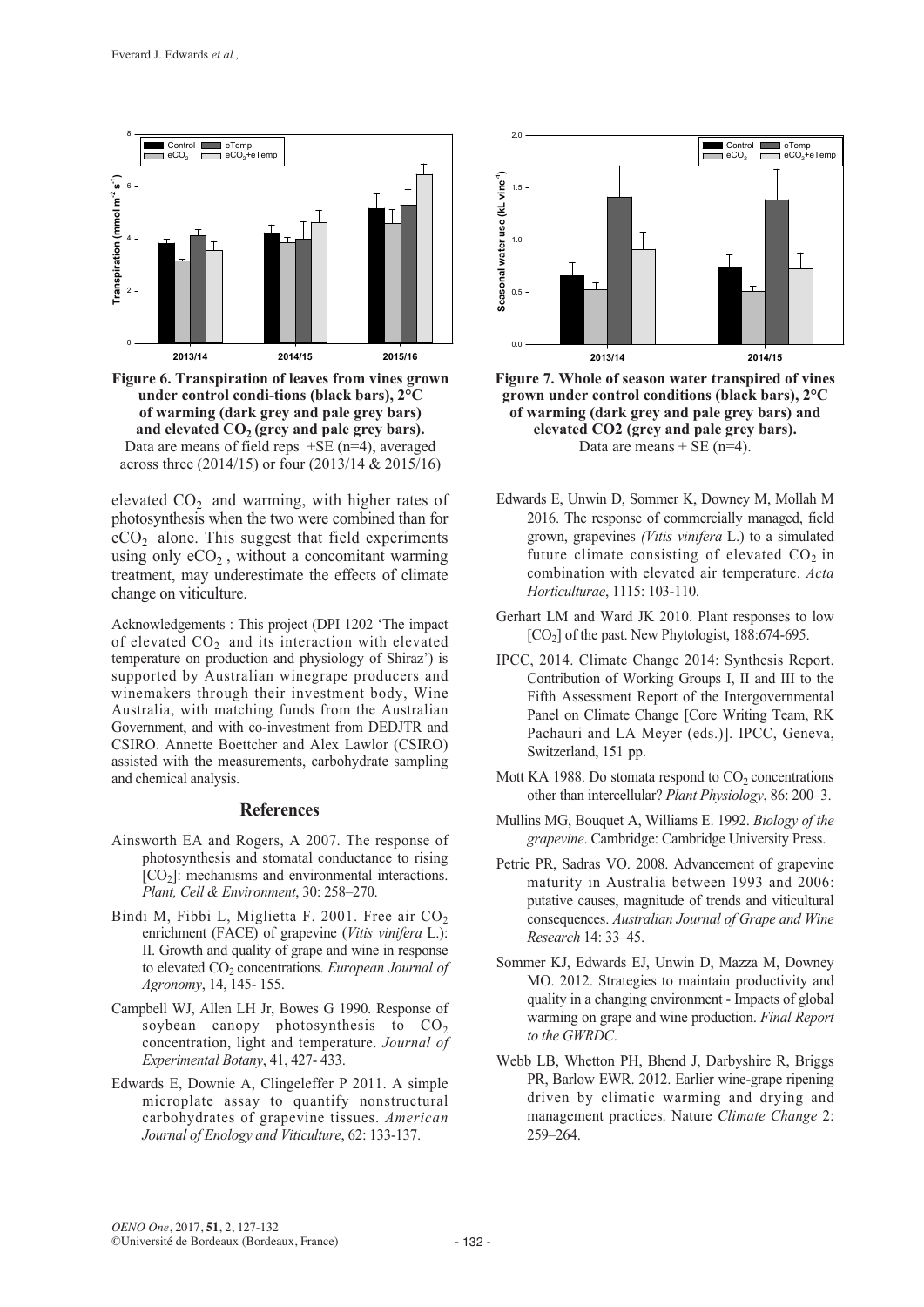Control
eTemp
$eCO_2$
$eCO_2$+eTemp

Transpiration (mmol $m^{-2}$ $s^{-1}$)

0
2
4
6
8

2013/14
2014/15
2015/16

**Figure 6. Transpiration of leaves from vines grown under control condi-tions (black bars), 2°C of warming (dark grey and pale grey bars) and elevated $CO_2$ (grey and pale grey bars).** Data are means of field reps ±SE (n=4), averaged across three (2014/15) or four (2013/14 & 2015/16)

Control
eTemp
$eCO_2$
$eCO_2$+eTemp

Seasonal water use (kL $vine^{-1}$)

0.0
0.5
1.0
1.5
2.0

2013/14
2014/15

**Figure 7. Whole of season water transpired of vines grown under control conditions (black bars), 2°C of warming (dark grey and pale grey bars) and elevated CO2 (grey and pale grey bars).** Data are means ± SE (n=4).

elevated $CO_2$ and warming, with higher rates of photosynthesis when the two were combined than for $eCO_2$ alone. This suggest that field experiments using only $eCO_2$, without a concomitant warming treatment, may underestimate the effects of climate change on viticulture.

Acknowledgements : This project (DPI 1202 'The impact of elevated $CO_2$ and its interaction with elevated temperature on production and physiology of Shiraz') is supported by Australian winegrape producers and winemakers through their investment body, Wine Australia, with matching funds from the Australian Government, and with co-investment from DEDJTR and CSIRO. Annette Boettcher and Alex Lawlor (CSIRO) assisted with the measurements, carbohydrate sampling and chemical analysis.

## References

Ainsworth EA and Rogers, A 2007. The response of photosynthesis and stomatal conductance to rising [$CO_2$]: mechanisms and environmental interactions. *Plant, Cell & Environment*, 30: 258–270.

Bindi M, Fibbi L, Miglietta F. 2001. Free air $CO_2$ enrichment (FACE) of grapevine (*Vitis vinifera* L.): II. Growth and quality of grape and wine in response to elevated $CO_2$ concentrations. *European Journal of Agronomy*, 14, 145- 155.

Campbell WJ, Allen LH Jr, Bowes G 1990. Response of soybean canopy photosynthesis to $CO_2$ concentration, light and temperature. *Journal of Experimental Botany*, 41, 427- 433.

Edwards E, Downie A, Clingeleffer P 2011. A simple microplate assay to quantify nonstructural carbohydrates of grapevine tissues. *American Journal of Enology and Viticulture*, 62: 133-137.

Edwards E, Unwin D, Sommer K, Downey M, Mollah M 2016. The response of commercially managed, field grown, grapevines *(Vitis vinifera* L.) to a simulated future climate consisting of elevated $CO_2$ in combination with elevated air temperature. *Acta Horticulturae*, 1115: 103-110.

Gerhart LM and Ward JK 2010. Plant responses to low [$CO_2$] of the past. New Phytologist, 188:674-695.

IPCC, 2014. Climate Change 2014: Synthesis Report. Contribution of Working Groups I, II and III to the Fifth Assessment Report of the Intergovernmental Panel on Climate Change [Core Writing Team, RK Pachauri and LA Meyer (eds.)]. IPCC, Geneva, Switzerland, 151 pp.

Mott KA 1988. Do stomata respond to $CO_2$ concentrations other than intercellular? *Plant Physiology*, 86: 200–3.

Mullins MG, Bouquet A, Williams E. 1992. *Biology of the grapevine*. Cambridge: Cambridge University Press.

Petrie PR, Sadras VO. 2008. Advancement of grapevine maturity in Australia between 1993 and 2006: putative causes, magnitude of trends and viticultural consequences. *Australian Journal of Grape and Wine Research* 14: 33–45.

Sommer KJ, Edwards EJ, Unwin D, Mazza M, Downey MO. 2012. Strategies to maintain productivity and quality in a changing environment - Impacts of global warming on grape and wine production. *Final Report to the GWRDC*.

Webb LB, Whetton PH, Bhend J, Darbyshire R, Briggs PR, Barlow EWR. 2012. Earlier wine-grape ripening driven by climatic warming and drying and management practices. Nature *Climate Change* 2: 259–264.